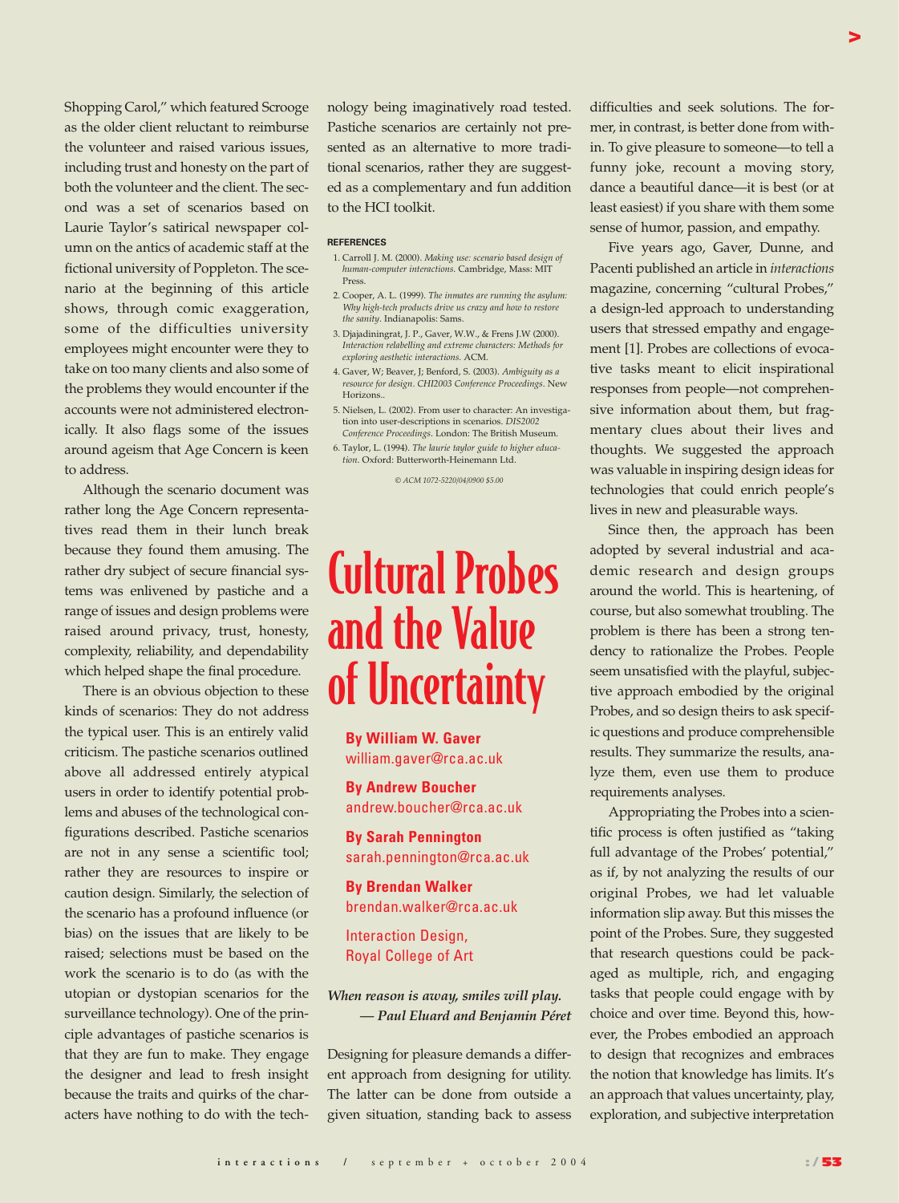Shopping Carol," which featured Scrooge as the older client reluctant to reimburse the volunteer and raised various issues, including trust and honesty on the part of both the volunteer and the client. The second was a set of scenarios based on Laurie Taylor's satirical newspaper column on the antics of academic staff at the fictional university of Poppleton. The scenario at the beginning of this article shows, through comic exaggeration, some of the difficulties university employees might encounter were they to take on too many clients and also some of the problems they would encounter if the accounts were not administered electronically. It also flags some of the issues around ageism that Age Concern is keen to address.

Although the scenario document was rather long the Age Concern representatives read them in their lunch break because they found them amusing. The rather dry subject of secure financial systems was enlivened by pastiche and a range of issues and design problems were raised around privacy, trust, honesty, complexity, reliability, and dependability which helped shape the final procedure.

There is an obvious objection to these kinds of scenarios: They do not address the typical user. This is an entirely valid criticism. The pastiche scenarios outlined above all addressed entirely atypical users in order to identify potential problems and abuses of the technological configurations described. Pastiche scenarios are not in any sense a scientific tool; rather they are resources to inspire or caution design. Similarly, the selection of the scenario has a profound influence (or bias) on the issues that are likely to be raised; selections must be based on the work the scenario is to do (as with the utopian or dystopian scenarios for the surveillance technology). One of the principle advantages of pastiche scenarios is that they are fun to make. They engage the designer and lead to fresh insight because the traits and quirks of the characters have nothing to do with the technology being imaginatively road tested. Pastiche scenarios are certainly not presented as an alternative to more traditional scenarios, rather they are suggested as a complementary and fun addition to the HCI toolkit.

**REFERENCES**

1. Carroll J. M. (2000). *Making use: scenario based design of human-computer interactions.* Cambridge, Mass: MIT Press.
2. Cooper, A. L. (1999). *The inmates are running the asylum: Why high-tech products drive us crazy and how to restore the sanity.* Indianapolis: Sams.
3. Djajadiningrat, J. P., Gaver, W.W., & Frens J.W (2000). *Interaction relabelling and extreme characters: Methods for exploring aesthetic interactions.* ACM.
4. Gaver, W; Beaver, J; Benford, S. (2003). *Ambiguity as a resource for design. CHI2003 Conference Proceedings.* New Horizons..
5. Nielsen, L. (2002). From user to character: An investigation into user-descriptions in scenarios. *DIS2002 Conference Proceedings.* London: The British Museum.
6. Taylor, L. (1994). *The laurie taylor guide to higher education.* Oxford: Butterworth-Heinemann Ltd.

*© ACM 1072-5220/04/0900 $5.00*

# Cultural Probes and the Value of Uncertainty

**By William W. Gaver**
william.gaver@rca.ac.uk

**By Andrew Boucher**
andrew.boucher@rca.ac.uk

**By Sarah Pennington**
sarah.pennington@rca.ac.uk

**By Brendan Walker**
brendan.walker@rca.ac.uk

Interaction Design,
Royal College of Art

***When reason is away, smiles will play.***
***— Paul Eluard and Benjamin Péret***

Designing for pleasure demands a different approach from designing for utility. The latter can be done from outside a given situation, standing back to assess difficulties and seek solutions. The former, in contrast, is better done from within. To give pleasure to someone—to tell a funny joke, recount a moving story, dance a beautiful dance—it is best (or at least easiest) if you share with them some sense of humor, passion, and empathy.

Five years ago, Gaver, Dunne, and Pacenti published an article in *interactions* magazine, concerning "cultural Probes," a design-led approach to understanding users that stressed empathy and engagement [1]. Probes are collections of evocative tasks meant to elicit inspirational responses from people—not comprehensive information about them, but fragmentary clues about their lives and thoughts. We suggested the approach was valuable in inspiring design ideas for technologies that could enrich people's lives in new and pleasurable ways.

Since then, the approach has been adopted by several industrial and academic research and design groups around the world. This is heartening, of course, but also somewhat troubling. The problem is there has been a strong tendency to rationalize the Probes. People seem unsatisfied with the playful, subjective approach embodied by the original Probes, and so design theirs to ask specific questions and produce comprehensible results. They summarize the results, analyze them, even use them to produce requirements analyses.

Appropriating the Probes into a scientific process is often justified as "taking full advantage of the Probes' potential," as if, by not analyzing the results of our original Probes, we had let valuable information slip away. But this misses the point of the Probes. Sure, they suggested that research questions could be packaged as multiple, rich, and engaging tasks that people could engage with by choice and over time. Beyond this, however, the Probes embodied an approach to design that recognizes and embraces the notion that knowledge has limits. It's an approach that values uncertainty, play, exploration, and subjective interpretation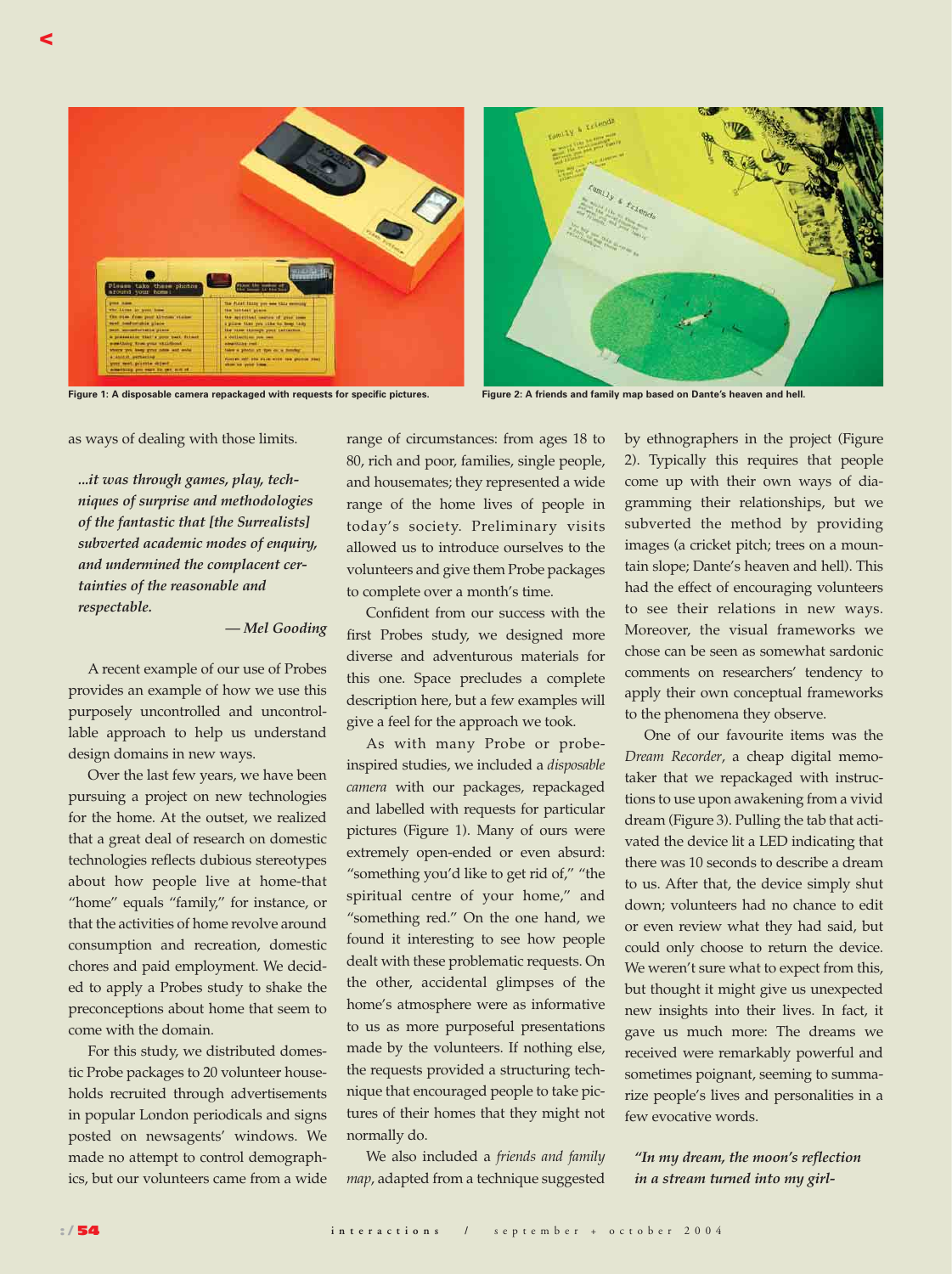Figure 1: A disposable camera repackaged with requests for specific pictures.

Figure 2: A friends and family map based on Dante's heaven and hell.

as ways of dealing with those limits.

> *...it was through games, play, techniques of surprise and methodologies of the fantastic that [the Surrealists] subverted academic modes of enquiry, and undermined the complacent certainties of the reasonable and respectable.*
>
> *— Mel Gooding*

A recent example of our use of Probes provides an example of how we use this purposely uncontrolled and uncontrollable approach to help us understand design domains in new ways.

Over the last few years, we have been pursuing a project on new technologies for the home. At the outset, we realized that a great deal of research on domestic technologies reflects dubious stereotypes about how people live at home-that "home" equals "family," for instance, or that the activities of home revolve around consumption and recreation, domestic chores and paid employment. We decided to apply a Probes study to shake the preconceptions about home that seem to come with the domain.

For this study, we distributed domestic Probe packages to 20 volunteer households recruited through advertisements in popular London periodicals and signs posted on newsagents' windows. We made no attempt to control demographics, but our volunteers came from a wide range of circumstances: from ages 18 to 80, rich and poor, families, single people, and housemates; they represented a wide range of the home lives of people in today's society. Preliminary visits allowed us to introduce ourselves to the volunteers and give them Probe packages to complete over a month's time.

Confident from our success with the first Probes study, we designed more diverse and adventurous materials for this one. Space precludes a complete description here, but a few examples will give a feel for the approach we took.

As with many Probe or probe-inspired studies, we included a *disposable camera* with our packages, repackaged and labelled with requests for particular pictures (Figure 1). Many of ours were extremely open-ended or even absurd: "something you'd like to get rid of," "the spiritual centre of your home," and "something red." On the one hand, we found it interesting to see how people dealt with these problematic requests. On the other, accidental glimpses of the home's atmosphere were as informative to us as more purposeful presentations made by the volunteers. If nothing else, the requests provided a structuring technique that encouraged people to take pictures of their homes that they might not normally do.

We also included a *friends and family map*, adapted from a technique suggested by ethnographers in the project (Figure 2). Typically this requires that people come up with their own ways of diagramming their relationships, but we subverted the method by providing images (a cricket pitch; trees on a mountain slope; Dante's heaven and hell). This had the effect of encouraging volunteers to see their relations in new ways. Moreover, the visual frameworks we chose can be seen as somewhat sardonic comments on researchers' tendency to apply their own conceptual frameworks to the phenomena they observe.

One of our favourite items was the *Dream Recorder*, a cheap digital memo-taker that we repackaged with instructions to use upon awakening from a vivid dream (Figure 3). Pulling the tab that activated the device lit a LED indicating that there was 10 seconds to describe a dream to us. After that, the device simply shut down; volunteers had no chance to edit or even review what they had said, but could only choose to return the device. We weren't sure what to expect from this, but thought it might give us unexpected new insights into their lives. In fact, it gave us much more: The dreams we received were remarkably powerful and sometimes poignant, seeming to summarize people's lives and personalities in a few evocative words.

> *"In my dream, the moon's reflection in a stream turned into my girl-*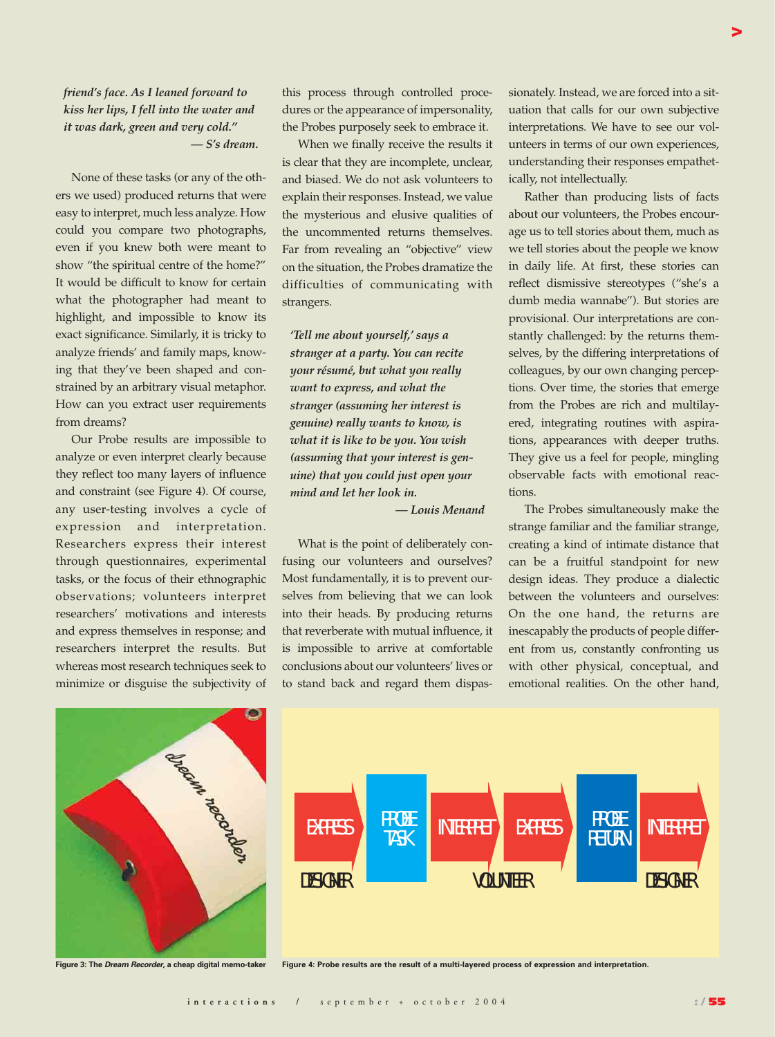*friend's face. As I leaned forward to kiss her lips, I fell into the water and it was dark, green and very cold."*
*— S's dream.*

None of these tasks (or any of the others we used) produced returns that were easy to interpret, much less analyze. How could you compare two photographs, even if you knew both were meant to show "the spiritual centre of the home?" It would be difficult to know for certain what the photographer had meant to highlight, and impossible to know its exact significance. Similarly, it is tricky to analyze friends' and family maps, knowing that they've been shaped and constrained by an arbitrary visual metaphor. How can you extract user requirements from dreams?

Our Probe results are impossible to analyze or even interpret clearly because they reflect too many layers of influence and constraint (see Figure 4). Of course, any user-testing involves a cycle of expression and interpretation. Researchers express their interest through questionnaires, experimental tasks, or the focus of their ethnographic observations; volunteers interpret researchers' motivations and interests and express themselves in response; and researchers interpret the results. But whereas most research techniques seek to minimize or disguise the subjectivity of this process through controlled procedures or the appearance of impersonality, the Probes purposely seek to embrace it.

When we finally receive the results it is clear that they are incomplete, unclear, and biased. We do not ask volunteers to explain their responses. Instead, we value the mysterious and elusive qualities of the uncommented returns themselves. Far from revealing an "objective" view on the situation, the Probes dramatize the difficulties of communicating with strangers.

*'Tell me about yourself,' says a stranger at a party. You can recite your résumé, but what you really want to express, and what the stranger (assuming her interest is genuine) really wants to know, is what it is like to be you. You wish (assuming that your interest is genuine) that you could just open your mind and let her look in.*
*— Louis Menand*

What is the point of deliberately confusing our volunteers and ourselves? Most fundamentally, it is to prevent ourselves from believing that we can look into their heads. By producing returns that reverberate with mutual influence, it is impossible to arrive at comfortable conclusions about our volunteers' lives or to stand back and regard them dispassionately. Instead, we are forced into a situation that calls for our own subjective interpretations. We have to see our volunteers in terms of our own experiences, understanding their responses empathetically, not intellectually.

Rather than producing lists of facts about our volunteers, the Probes encourage us to tell stories about them, much as we tell stories about the people we know in daily life. At first, these stories can reflect dismissive stereotypes ("she's a dumb media wannabe"). But stories are provisional. Our interpretations are constantly challenged: by the returns themselves, by the differing interpretations of colleagues, by our own changing perceptions. Over time, the stories that emerge from the Probes are rich and multilayered, integrating routines with aspirations, appearances with deeper truths. They give us a feel for people, mingling observable facts with emotional reactions.

The Probes simultaneously make the strange familiar and the familiar strange, creating a kind of intimate distance that can be a fruitful standpoint for new design ideas. They produce a dialectic between the volunteers and ourselves: On the one hand, the returns are inescapably the products of people different from us, constantly confronting us with other physical, conceptual, and emotional realities. On the other hand,

Figure 3: The *Dream Recorder*, a cheap digital memo-taker

EXPRESS
PROBE TASK
INTERPRET
EXPRESS
PROBE RETURN
INTERPRET
DESIGNER
VOLUNTEER
DESIGNER

Figure 4: Probe results are the result of a multi-layered process of expression and interpretation.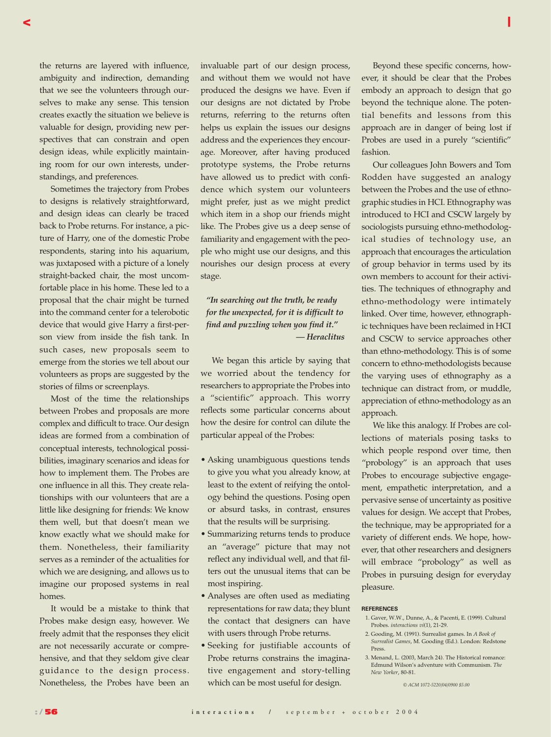the returns are layered with influence, ambiguity and indirection, demanding that we see the volunteers through ourselves to make any sense. This tension creates exactly the situation we believe is valuable for design, providing new perspectives that can constrain and open design ideas, while explicitly maintaining room for our own interests, understandings, and preferences.

Sometimes the trajectory from Probes to designs is relatively straightforward, and design ideas can clearly be traced back to Probe returns. For instance, a picture of Harry, one of the domestic Probe respondents, staring into his aquarium, was juxtaposed with a picture of a lonely straight-backed chair, the most uncomfortable place in his home. These led to a proposal that the chair might be turned into the command center for a telerobotic device that would give Harry a first-person view from inside the fish tank. In such cases, new proposals seem to emerge from the stories we tell about our volunteers as props are suggested by the stories of films or screenplays.

Most of the time the relationships between Probes and proposals are more complex and difficult to trace. Our design ideas are formed from a combination of conceptual interests, technological possibilities, imaginary scenarios and ideas for how to implement them. The Probes are one influence in all this. They create relationships with our volunteers that are a little like designing for friends: We know them well, but that doesn't mean we know exactly what we should make for them. Nonetheless, their familiarity serves as a reminder of the actualities for which we are designing, and allows us to imagine our proposed systems in real homes.

It would be a mistake to think that Probes make design easy, however. We freely admit that the responses they elicit are not necessarily accurate or comprehensive, and that they seldom give clear guidance to the design process. Nonetheless, the Probes have been an invaluable part of our design process, and without them we would not have produced the designs we have. Even if our designs are not dictated by Probe returns, referring to the returns often helps us explain the issues our designs address and the experiences they encourage. Moreover, after having produced prototype systems, the Probe returns have allowed us to predict with confidence which system our volunteers might prefer, just as we might predict which item in a shop our friends might like. The Probes give us a deep sense of familiarity and engagement with the people who might use our designs, and this nourishes our design process at every stage.

> ***"In searching out the truth, be ready for the unexpected, for it is difficult to find and puzzling when you find it."***
> ***— Heraclitus***

We began this article by saying that we worried about the tendency for researchers to appropriate the Probes into a "scientific" approach. This worry reflects some particular concerns about how the desire for control can dilute the particular appeal of the Probes:

- Asking unambiguous questions tends to give you what you already know, at least to the extent of reifying the ontology behind the questions. Posing open or absurd tasks, in contrast, ensures that the results will be surprising.
- Summarizing returns tends to produce an "average" picture that may not reflect any individual well, and that filters out the unusual items that can be most inspiring.
- Analyses are often used as mediating representations for raw data; they blunt the contact that designers can have with users through Probe returns.
- Seeking for justifiable accounts of Probe returns constrains the imaginative engagement and story-telling which can be most useful for design.

Beyond these specific concerns, however, it should be clear that the Probes embody an approach to design that go beyond the technique alone. The potential benefits and lessons from this approach are in danger of being lost if Probes are used in a purely "scientific" fashion.

Our colleagues John Bowers and Tom Rodden have suggested an analogy between the Probes and the use of ethnographic studies in HCI. Ethnography was introduced to HCI and CSCW largely by sociologists pursuing ethno-methodological studies of technology use, an approach that encourages the articulation of group behavior in terms used by its own members to account for their activities. The techniques of ethnography and ethno-methodology were intimately linked. Over time, however, ethnographic techniques have been reclaimed in HCI and CSCW to service approaches other than ethno-methodology. This is of some concern to ethno-methodologists because the varying uses of ethnography as a technique can distract from, or muddle, appreciation of ethno-methodology as an approach.

We like this analogy. If Probes are collections of materials posing tasks to which people respond over time, then "probology" is an approach that uses Probes to encourage subjective engagement, empathetic interpretation, and a pervasive sense of uncertainty as positive values for design. We accept that Probes, the technique, may be appropriated for a variety of different ends. We hope, however, that other researchers and designers will embrace "probology" as well as Probes in pursuing design for everyday pleasure.

**REFERENCES**

1. Gaver, W.W., Dunne, A., & Pacenti, E. (1999). Cultural Probes. *interactions vi*(1), 21-29.
2. Gooding, M. (1991). Surrealist games. In *A Book of Surrealist Games*, M. Gooding (Ed.). London: Redstone Press.
3. Menand, L. (2003, March 24). The Historical romance: Edmund Wilson's adventure with Communism. *The New Yorker*, 80-81.

*© ACM 1072-5220/04/0900 $5.00*